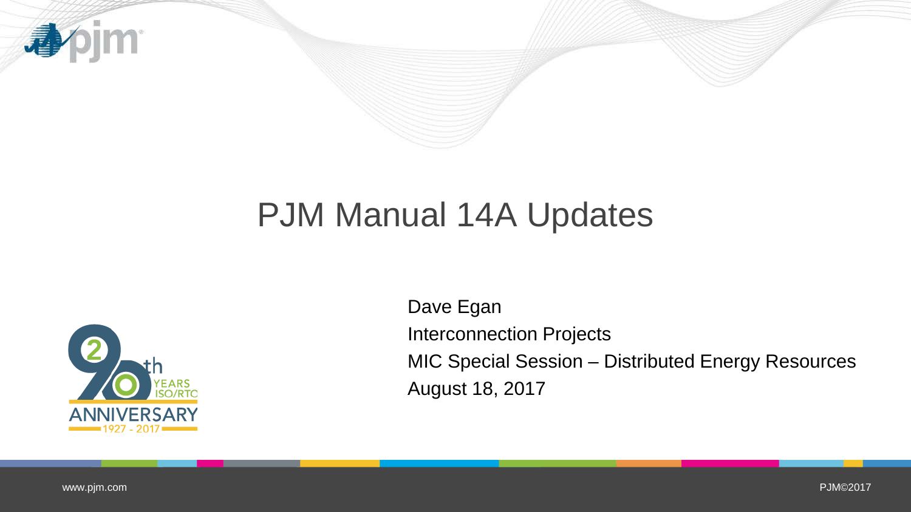# PJM Manual 14A Updates

Dave Egan

Interconnection Projects

MIC Special Session – Distributed Energy Resources

August 18, 2017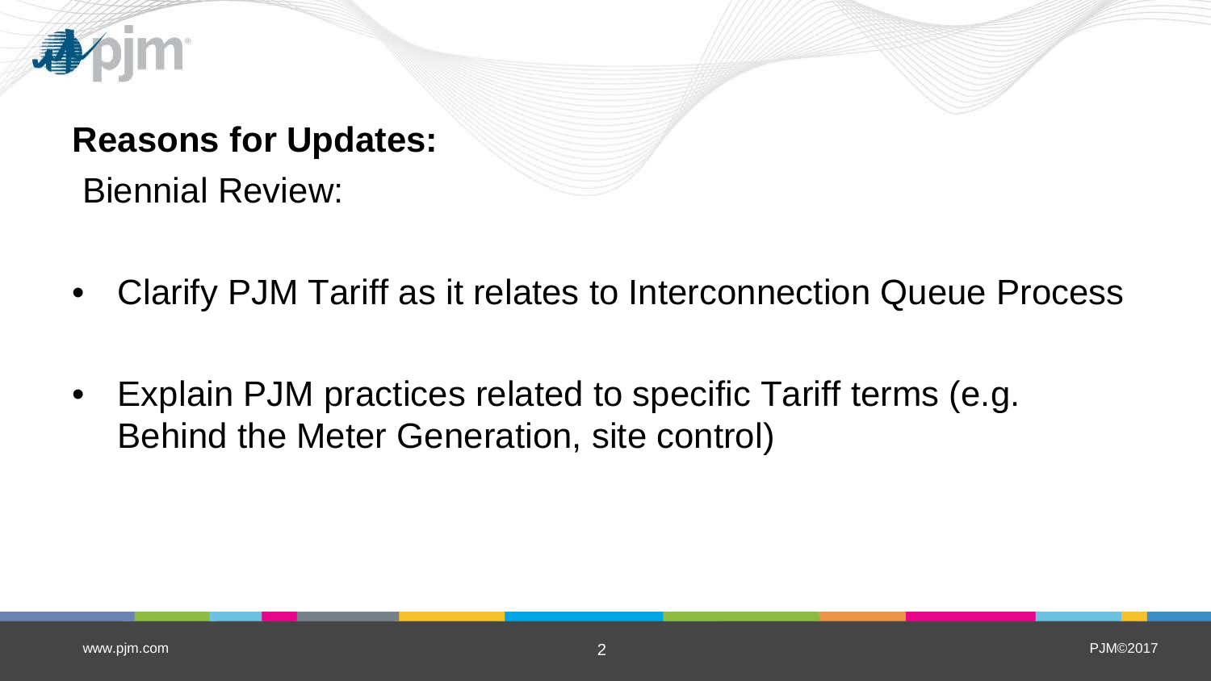## Reasons for Updates:

Biennial Review:

- Clarify PJM Tariff as it relates to Interconnection Queue Process
- Explain PJM practices related to specific Tariff terms (e.g. Behind the Meter Generation, site control)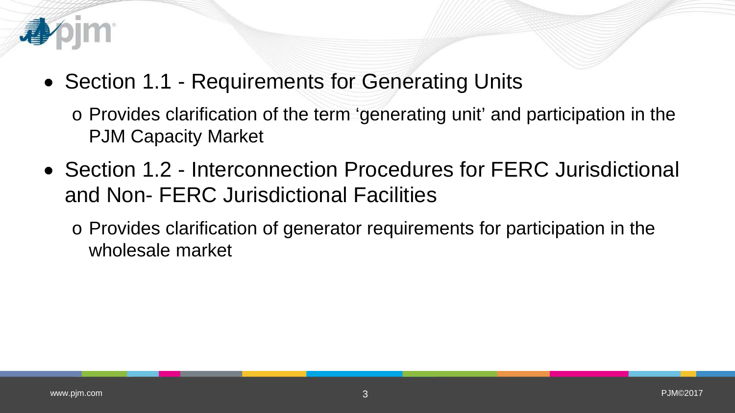- Section 1.1 - Requirements for Generating Units
  - Provides clarification of the term ‘generating unit’ and participation in the PJM Capacity Market
- Section 1.2 - Interconnection Procedures for FERC Jurisdictional and Non- FERC Jurisdictional Facilities
  - Provides clarification of generator requirements for participation in the wholesale market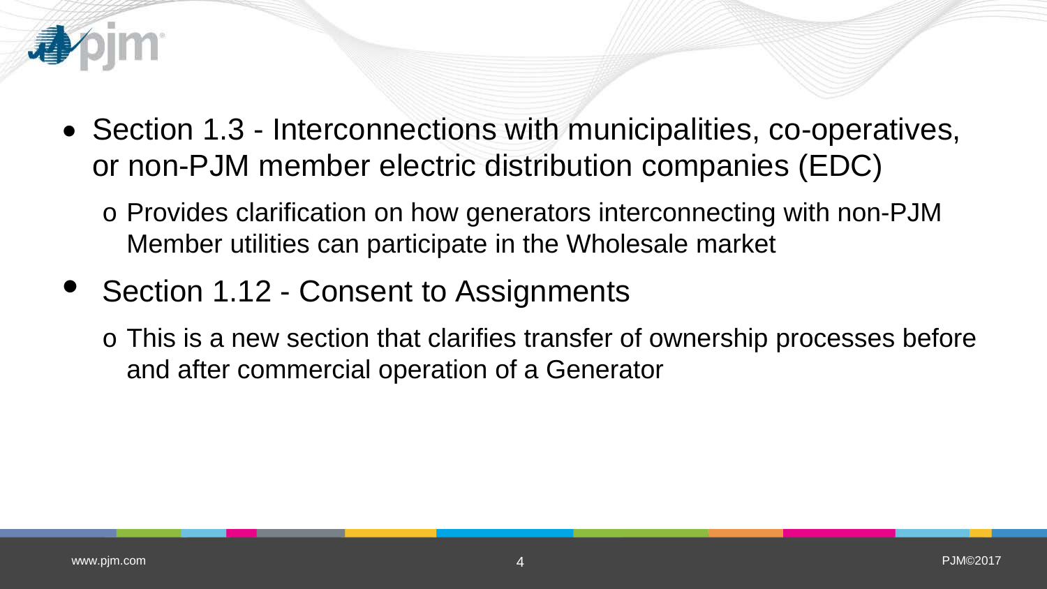- Section 1.3 - Interconnections with municipalities, co-operatives, or non-PJM member electric distribution companies (EDC)
  - Provides clarification on how generators interconnecting with non-PJM Member utilities can participate in the Wholesale market
- Section 1.12 - Consent to Assignments
  - This is a new section that clarifies transfer of ownership processes before and after commercial operation of a Generator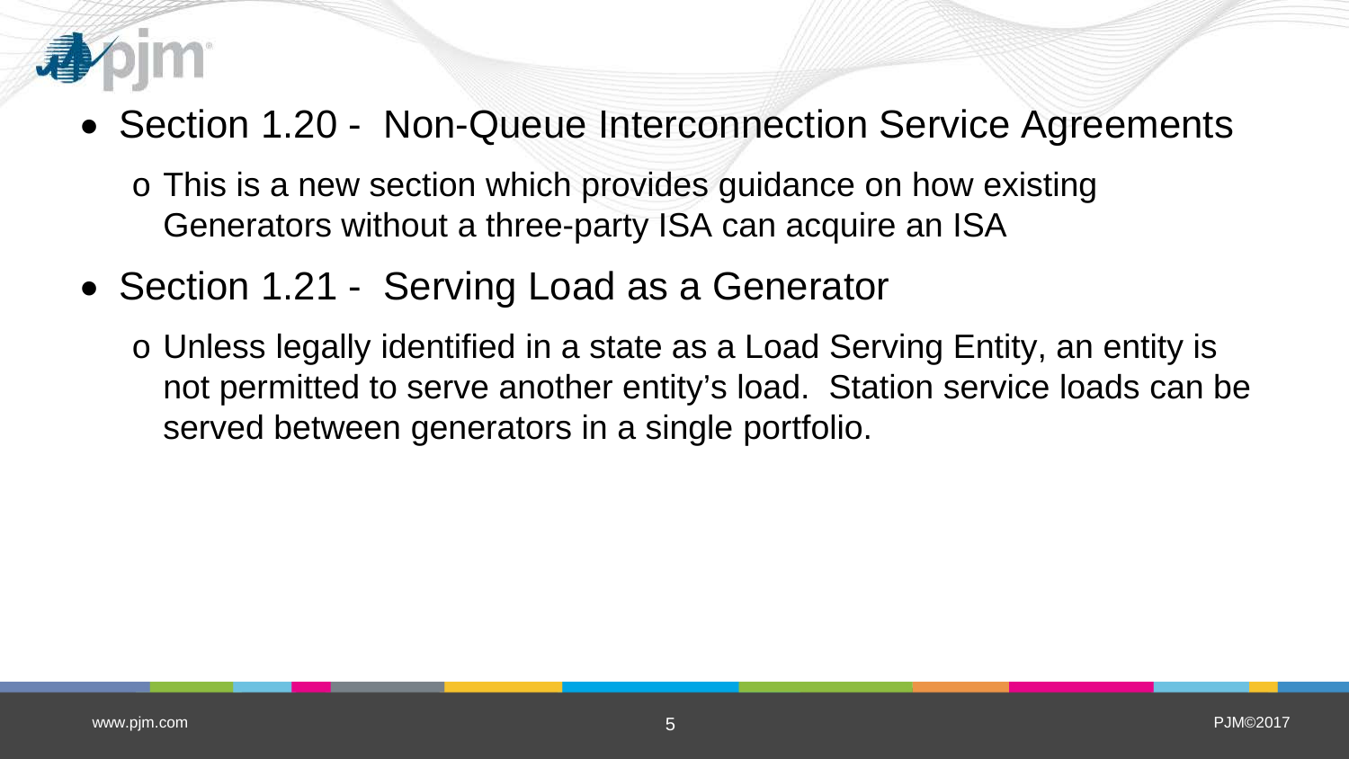- Section 1.20 - Non-Queue Interconnection Service Agreements
  - This is a new section which provides guidance on how existing Generators without a three-party ISA can acquire an ISA
- Section 1.21 - Serving Load as a Generator
  - Unless legally identified in a state as a Load Serving Entity, an entity is not permitted to serve another entity's load. Station service loads can be served between generators in a single portfolio.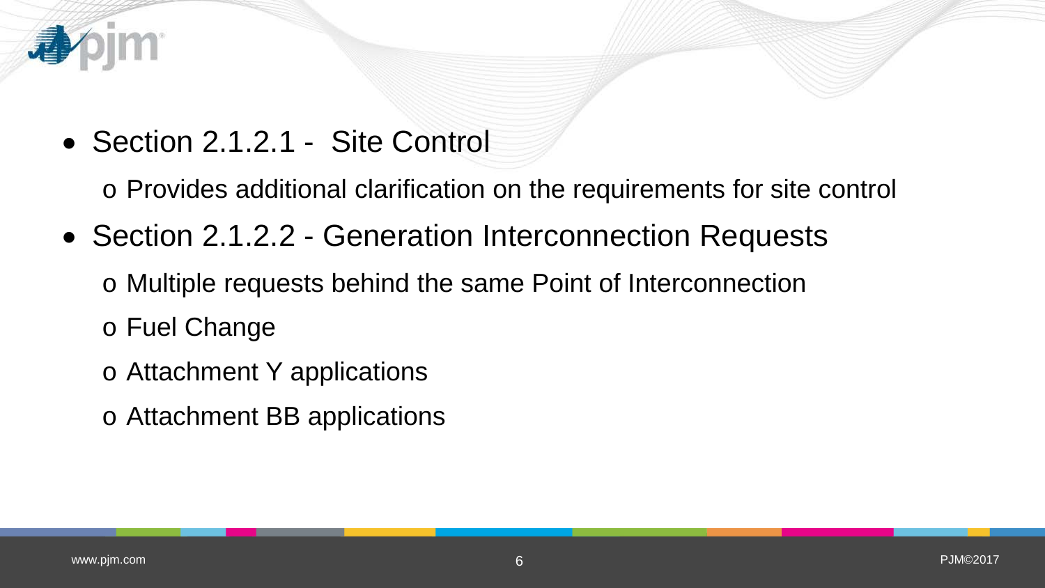- Section 2.1.2.1 - Site Control
  - Provides additional clarification on the requirements for site control
- Section 2.1.2.2 - Generation Interconnection Requests
  - Multiple requests behind the same Point of Interconnection
  - Fuel Change
  - Attachment Y applications
  - Attachment BB applications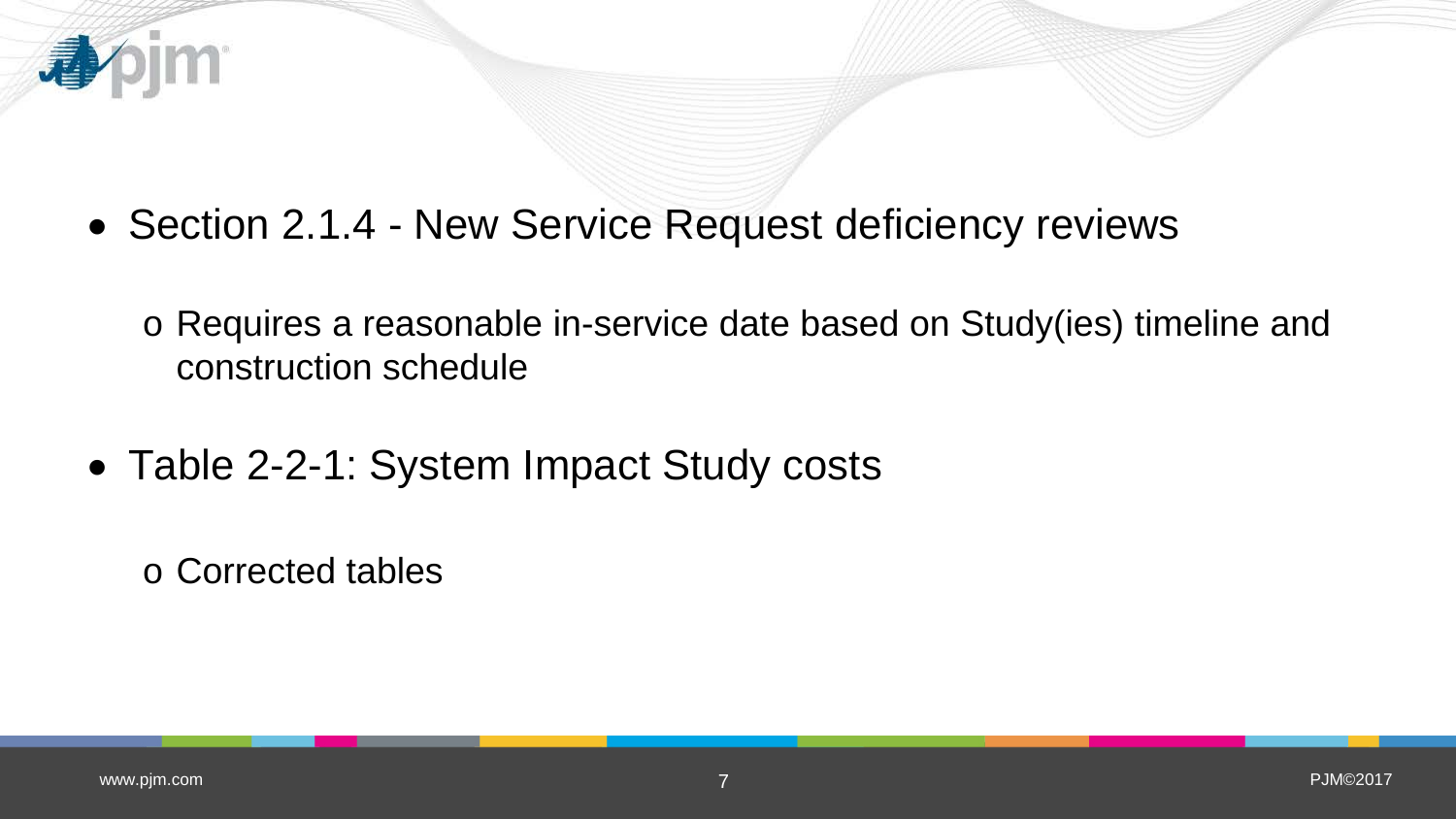- Section 2.1.4 - New Service Request deficiency reviews
  - Requires a reasonable in-service date based on Study(ies) timeline and construction schedule
- Table 2-2-1: System Impact Study costs
  - Corrected tables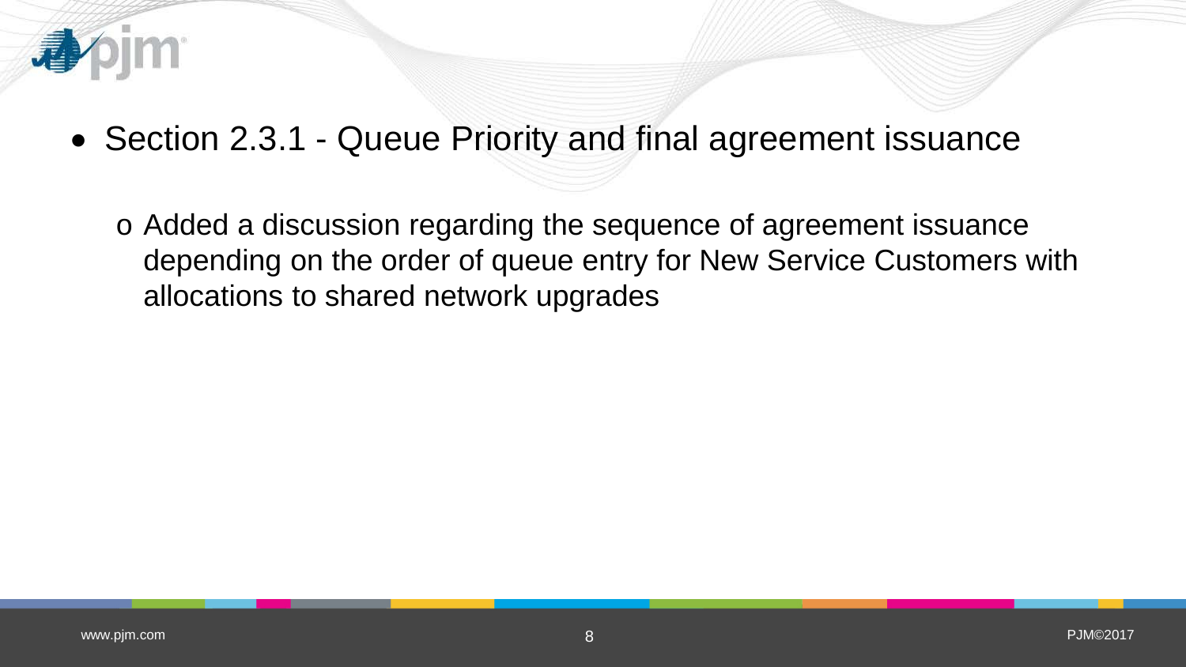- Section 2.3.1 - Queue Priority and final agreement issuance
  - Added a discussion regarding the sequence of agreement issuance depending on the order of queue entry for New Service Customers with allocations to shared network upgrades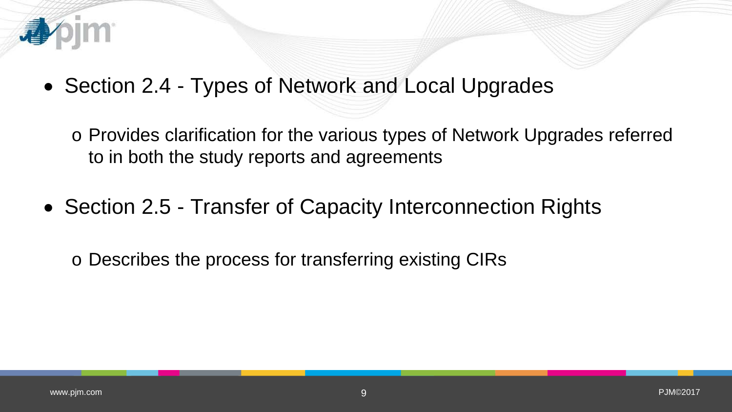- Section 2.4 - Types of Network and Local Upgrades
  - Provides clarification for the various types of Network Upgrades referred to in both the study reports and agreements
- Section 2.5 - Transfer of Capacity Interconnection Rights
  - Describes the process for transferring existing CIRs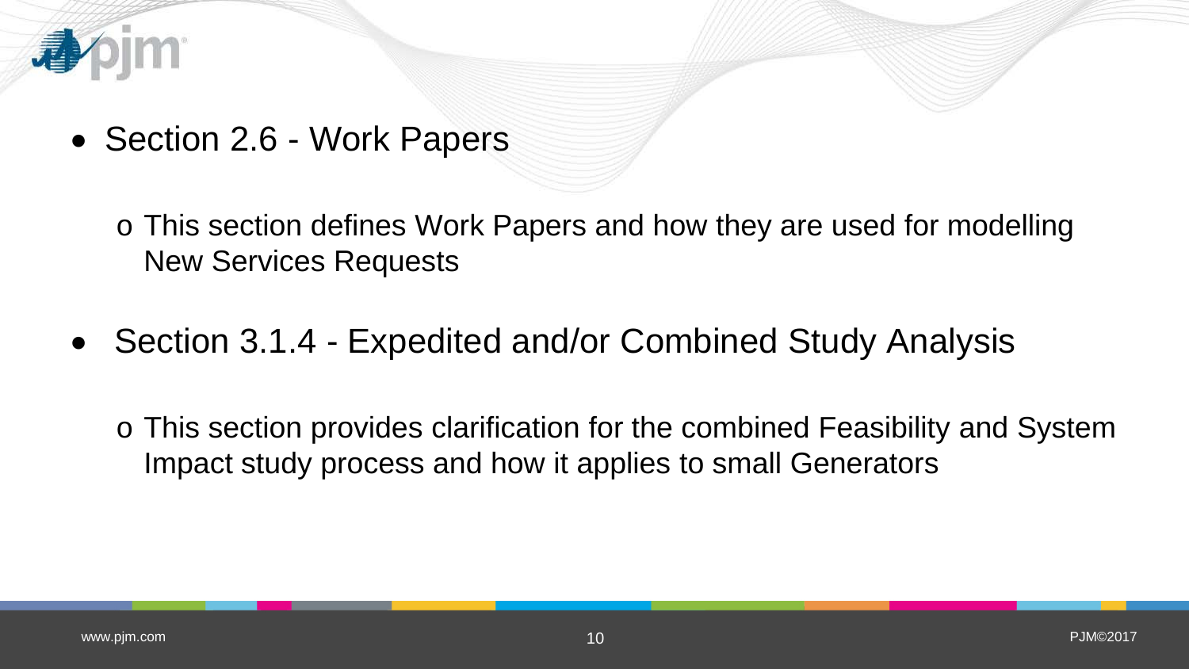- Section 2.6 - Work Papers
  - This section defines Work Papers and how they are used for modelling New Services Requests
- Section 3.1.4 - Expedited and/or Combined Study Analysis
  - This section provides clarification for the combined Feasibility and System Impact study process and how it applies to small Generators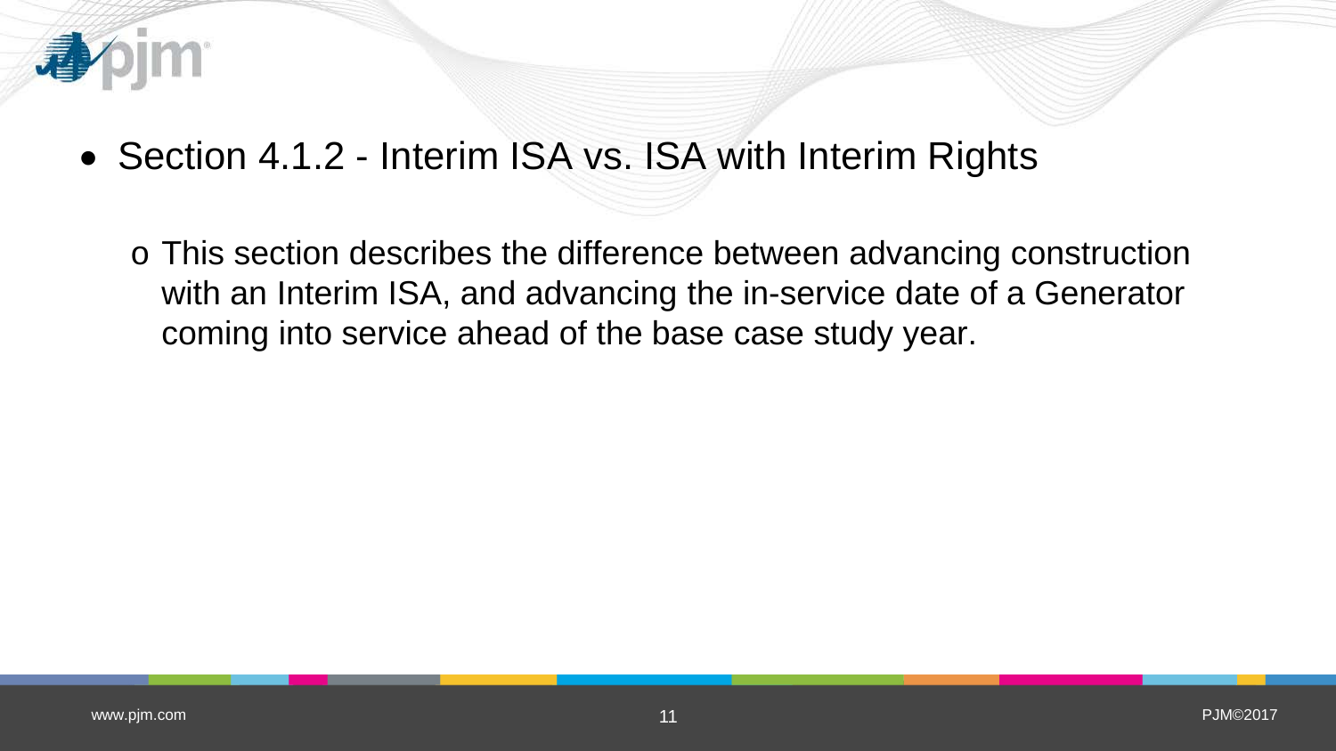- Section 4.1.2 - Interim ISA vs. ISA with Interim Rights
  - This section describes the difference between advancing construction with an Interim ISA, and advancing the in-service date of a Generator coming into service ahead of the base case study year.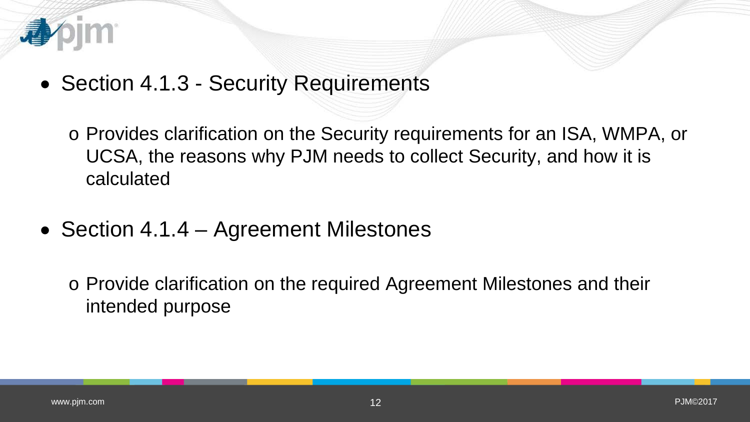- Section 4.1.3 - Security Requirements
  - Provides clarification on the Security requirements for an ISA, WMPA, or UCSA, the reasons why PJM needs to collect Security, and how it is calculated
- Section 4.1.4 – Agreement Milestones
  - Provide clarification on the required Agreement Milestones and their intended purpose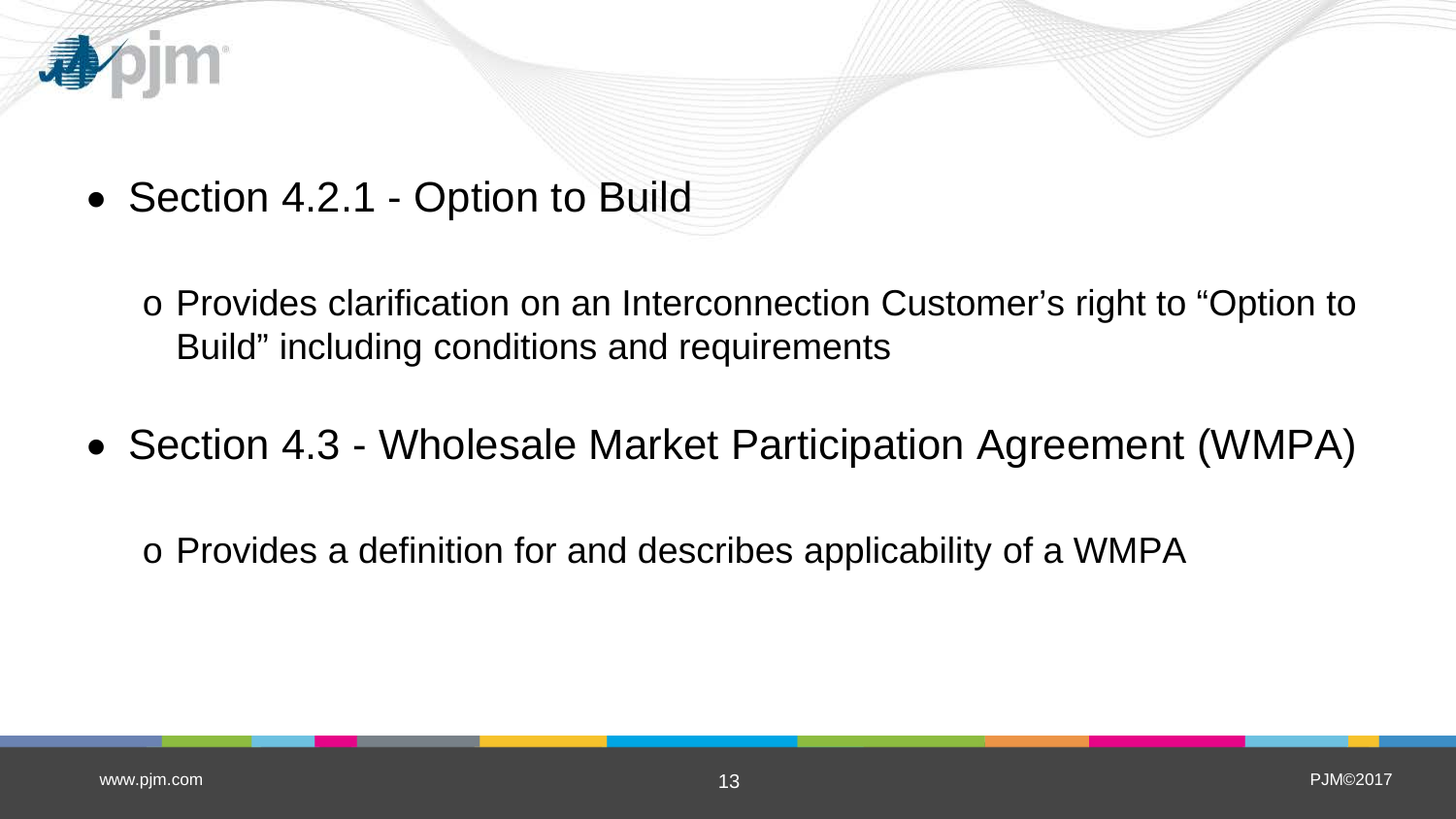- Section 4.2.1 - Option to Build
  - Provides clarification on an Interconnection Customer's right to "Option to Build" including conditions and requirements
- Section 4.3 - Wholesale Market Participation Agreement (WMPA)
  - Provides a definition for and describes applicability of a WMPA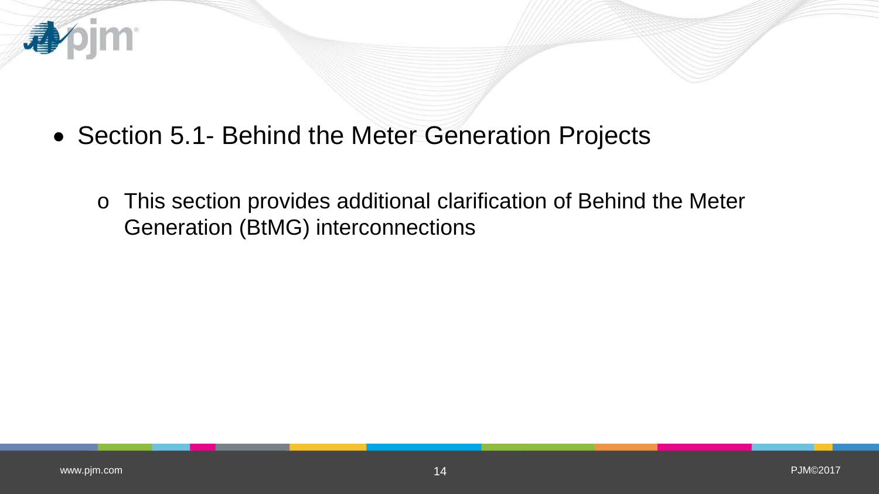- Section 5.1- Behind the Meter Generation Projects
  - This section provides additional clarification of Behind the Meter Generation (BtMG) interconnections